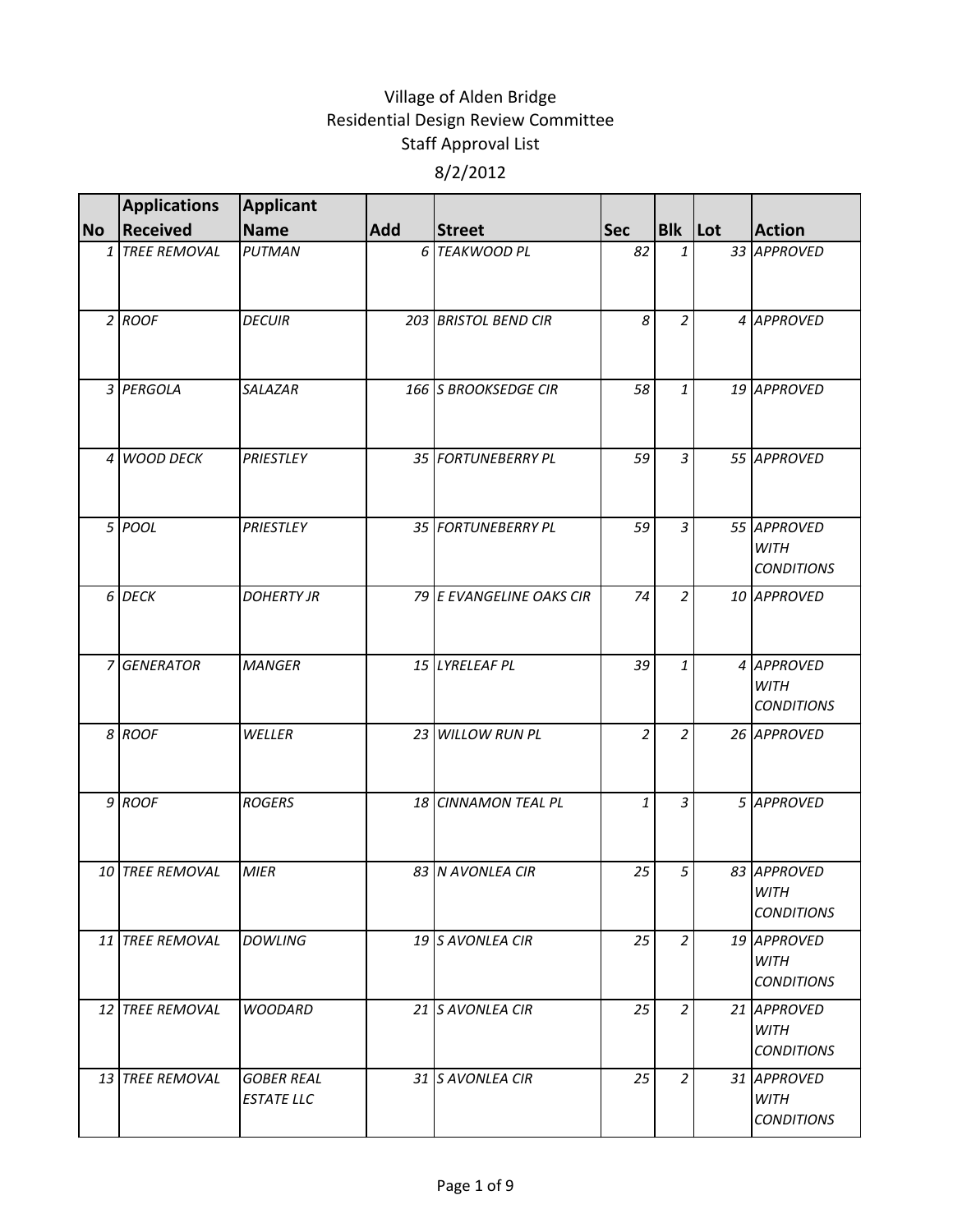# Village of Alden Bridge
## Residential Design Review Committee
## Staff Approval List
## 8/2/2012

| No | Applications Received | Applicant Name | Add | Street | Sec | Blk | Lot | Action |
|---|---|---|---|---|---|---|---|---|
| 1 | TREE REMOVAL | PUTMAN | 6 | TEAKWOOD PL | 82 | 1 | 33 | APPROVED |
| 2 | ROOF | DECUIR | 203 | BRISTOL BEND CIR | 8 | 2 | 4 | APPROVED |
| 3 | PERGOLA | SALAZAR | 166 | S BROOKSEDGE CIR | 58 | 1 | 19 | APPROVED |
| 4 | WOOD DECK | PRIESTLEY | 35 | FORTUNEBERRY PL | 59 | 3 | 55 | APPROVED |
| 5 | POOL | PRIESTLEY | 35 | FORTUNEBERRY PL | 59 | 3 | 55 | APPROVED WITH CONDITIONS |
| 6 | DECK | DOHERTY JR | 79 | E EVANGELINE OAKS CIR | 74 | 2 | 10 | APPROVED |
| 7 | GENERATOR | MANGER | 15 | LYRELEAF PL | 39 | 1 | 4 | APPROVED WITH CONDITIONS |
| 8 | ROOF | WELLER | 23 | WILLOW RUN PL | 2 | 2 | 26 | APPROVED |
| 9 | ROOF | ROGERS | 18 | CINNAMON TEAL PL | 1 | 3 | 5 | APPROVED |
| 10 | TREE REMOVAL | MIER | 83 | N AVONLEA CIR | 25 | 5 | 83 | APPROVED WITH CONDITIONS |
| 11 | TREE REMOVAL | DOWLING | 19 | S AVONLEA CIR | 25 | 2 | 19 | APPROVED WITH CONDITIONS |
| 12 | TREE REMOVAL | WOODARD | 21 | S AVONLEA CIR | 25 | 2 | 21 | APPROVED WITH CONDITIONS |
| 13 | TREE REMOVAL | GOBER REAL ESTATE LLC | 31 | S AVONLEA CIR | 25 | 2 | 31 | APPROVED WITH CONDITIONS |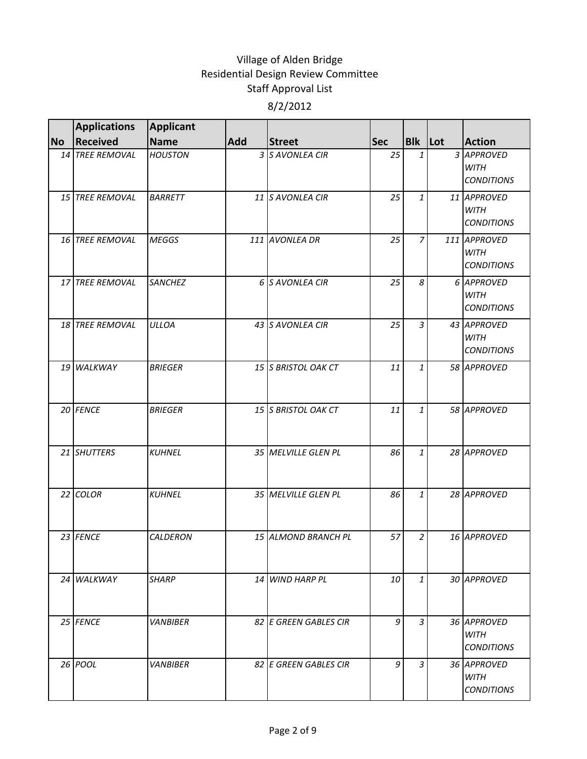# Village of Alden Bridge
## Residential Design Review Committee
## Staff Approval List
### 8/2/2012

| No | Applications Received | Applicant Name | Add | Street | Sec | Blk | Lot | Action |
|---|---|---|---|---|---|---|---|---|
| 14 | TREE REMOVAL | HOUSTON | 3 | S AVONLEA CIR | 25 | 1 | 3 | APPROVED WITH CONDITIONS |
| 15 | TREE REMOVAL | BARRETT | 11 | S AVONLEA CIR | 25 | 1 | 11 | APPROVED WITH CONDITIONS |
| 16 | TREE REMOVAL | MEGGS | 111 | AVONLEA DR | 25 | 7 | 111 | APPROVED WITH CONDITIONS |
| 17 | TREE REMOVAL | SANCHEZ | 6 | S AVONLEA CIR | 25 | 8 | 6 | APPROVED WITH CONDITIONS |
| 18 | TREE REMOVAL | ULLOA | 43 | S AVONLEA CIR | 25 | 3 | 43 | APPROVED WITH CONDITIONS |
| 19 | WALKWAY | BRIEGER | 15 | S BRISTOL OAK CT | 11 | 1 | 58 | APPROVED |
| 20 | FENCE | BRIEGER | 15 | S BRISTOL OAK CT | 11 | 1 | 58 | APPROVED |
| 21 | SHUTTERS | KUHNEL | 35 | MELVILLE GLEN PL | 86 | 1 | 28 | APPROVED |
| 22 | COLOR | KUHNEL | 35 | MELVILLE GLEN PL | 86 | 1 | 28 | APPROVED |
| 23 | FENCE | CALDERON | 15 | ALMOND BRANCH PL | 57 | 2 | 16 | APPROVED |
| 24 | WALKWAY | SHARP | 14 | WIND HARP PL | 10 | 1 | 30 | APPROVED |
| 25 | FENCE | VANBIBER | 82 | E GREEN GABLES CIR | 9 | 3 | 36 | APPROVED WITH CONDITIONS |
| 26 | POOL | VANBIBER | 82 | E GREEN GABLES CIR | 9 | 3 | 36 | APPROVED WITH CONDITIONS |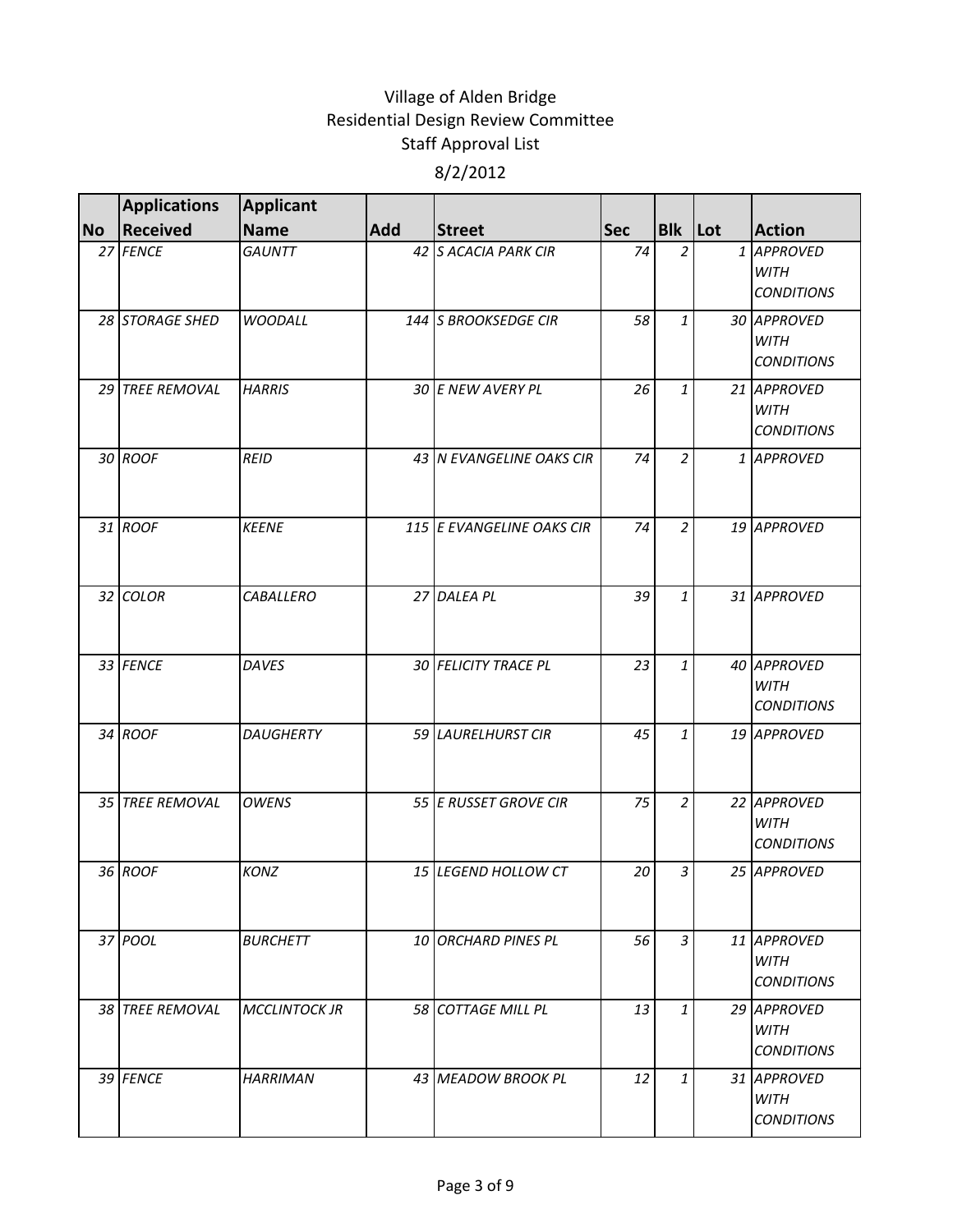# Village of Alden Bridge
## Residential Design Review Committee
### Staff Approval List
### 8/2/2012

| No | Applications Received | Applicant Name | Add | Street | Sec | Blk | Lot | Action |
|---|---|---|---|---|---|---|---|---|
| 27 | FENCE | GAUNTT | 42 | S ACACIA PARK CIR | 74 | 2 | 1 | APPROVED WITH CONDITIONS |
| 28 | STORAGE SHED | WOODALL | 144 | S BROOKSEDGE CIR | 58 | 1 | 30 | APPROVED WITH CONDITIONS |
| 29 | TREE REMOVAL | HARRIS | 30 | E NEW AVERY PL | 26 | 1 | 21 | APPROVED WITH CONDITIONS |
| 30 | ROOF | REID | 43 | N EVANGELINE OAKS CIR | 74 | 2 | 1 | APPROVED |
| 31 | ROOF | KEENE | 115 | E EVANGELINE OAKS CIR | 74 | 2 | 19 | APPROVED |
| 32 | COLOR | CABALLERO | 27 | DALEA PL | 39 | 1 | 31 | APPROVED |
| 33 | FENCE | DAVES | 30 | FELICITY TRACE PL | 23 | 1 | 40 | APPROVED WITH CONDITIONS |
| 34 | ROOF | DAUGHERTY | 59 | LAURELHURST CIR | 45 | 1 | 19 | APPROVED |
| 35 | TREE REMOVAL | OWENS | 55 | E RUSSET GROVE CIR | 75 | 2 | 22 | APPROVED WITH CONDITIONS |
| 36 | ROOF | KONZ | 15 | LEGEND HOLLOW CT | 20 | 3 | 25 | APPROVED |
| 37 | POOL | BURCHETT | 10 | ORCHARD PINES PL | 56 | 3 | 11 | APPROVED WITH CONDITIONS |
| 38 | TREE REMOVAL | MCCLINTOCK JR | 58 | COTTAGE MILL PL | 13 | 1 | 29 | APPROVED WITH CONDITIONS |
| 39 | FENCE | HARRIMAN | 43 | MEADOW BROOK PL | 12 | 1 | 31 | APPROVED WITH CONDITIONS |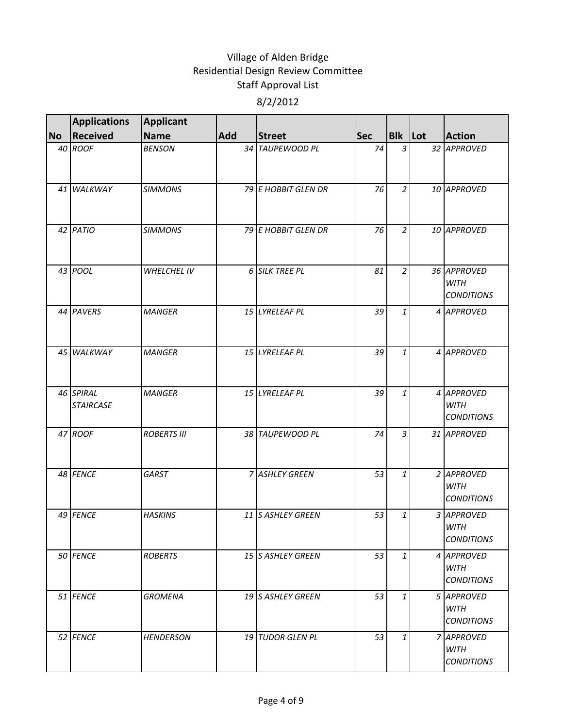# Village of Alden Bridge
## Residential Design Review Committee
### Staff Approval List
### 8/2/2012

| No | Applications Received | Applicant Name | Add | Street | Sec | Blk | Lot | Action |
|---|---|---|---|---|---|---|---|---|
| 40 | ROOF | BENSON | 34 | TAUPEWOOD PL | 74 | 3 | 32 | APPROVED |
| 41 | WALKWAY | SIMMONS | 79 | E HOBBIT GLEN DR | 76 | 2 | 10 | APPROVED |
| 42 | PATIO | SIMMONS | 79 | E HOBBIT GLEN DR | 76 | 2 | 10 | APPROVED |
| 43 | POOL | WHELCHEL IV | 6 | SILK TREE PL | 81 | 2 | 36 | APPROVED WITH CONDITIONS |
| 44 | PAVERS | MANGER | 15 | LYRELEAF PL | 39 | 1 | 4 | APPROVED |
| 45 | WALKWAY | MANGER | 15 | LYRELEAF PL | 39 | 1 | 4 | APPROVED |
| 46 | SPIRAL STAIRCASE | MANGER | 15 | LYRELEAF PL | 39 | 1 | 4 | APPROVED WITH CONDITIONS |
| 47 | ROOF | ROBERTS III | 38 | TAUPEWOOD PL | 74 | 3 | 31 | APPROVED |
| 48 | FENCE | GARST | 7 | ASHLEY GREEN | 53 | 1 | 2 | APPROVED WITH CONDITIONS |
| 49 | FENCE | HASKINS | 11 | S ASHLEY GREEN | 53 | 1 | 3 | APPROVED WITH CONDITIONS |
| 50 | FENCE | ROBERTS | 15 | S ASHLEY GREEN | 53 | 1 | 4 | APPROVED WITH CONDITIONS |
| 51 | FENCE | GROMENA | 19 | S ASHLEY GREEN | 53 | 1 | 5 | APPROVED WITH CONDITIONS |
| 52 | FENCE | HENDERSON | 19 | TUDOR GLEN PL | 53 | 1 | 7 | APPROVED WITH CONDITIONS |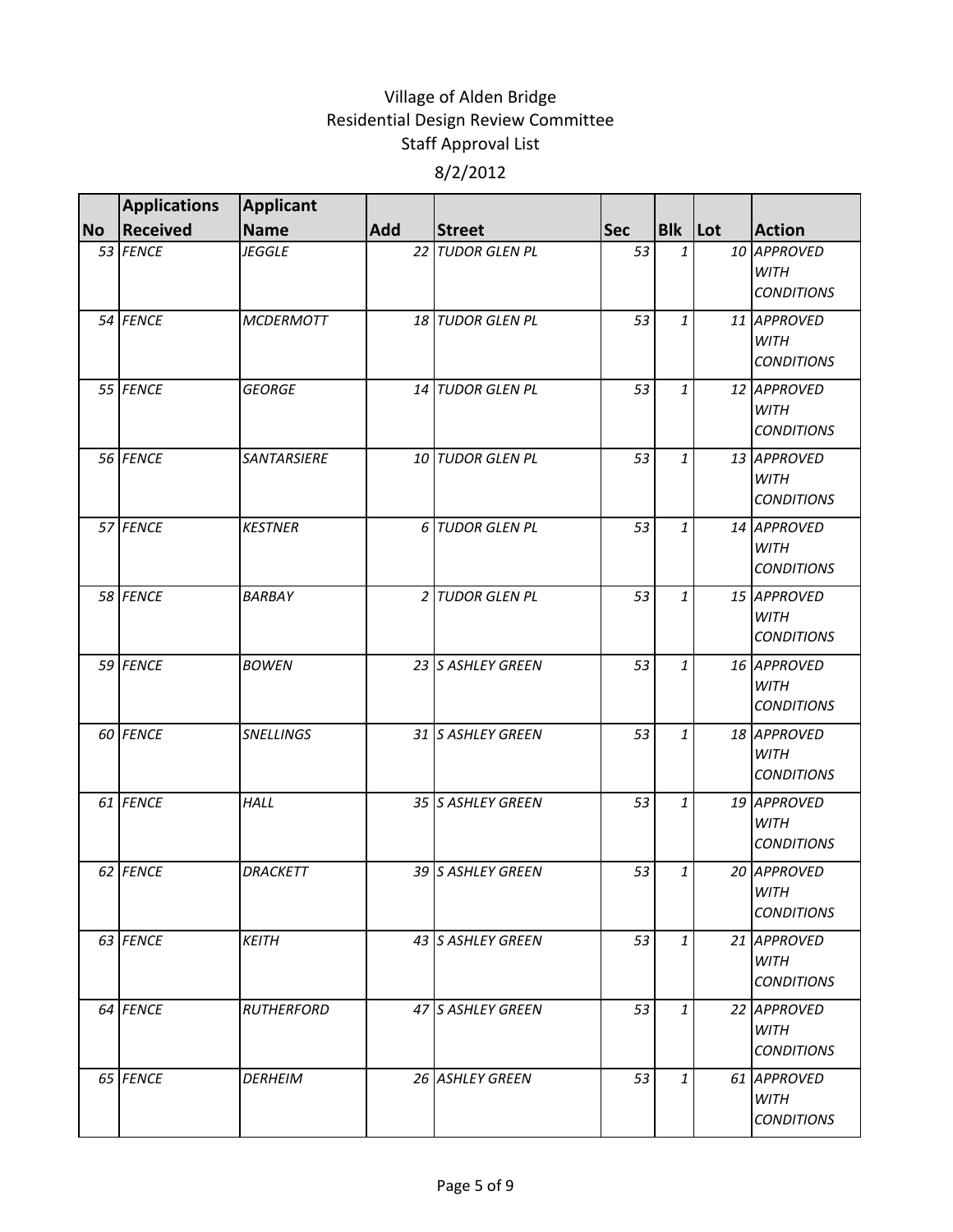# Village of Alden Bridge
## Residential Design Review Committee
## Staff Approval List
### 8/2/2012

| No | Applications Received | Applicant Name | Add | Street | Sec | Blk | Lot | Action |
|---|---|---|---|---|---|---|---|---|
| 53 | FENCE | JEGGLE | 22 | TUDOR GLEN PL | 53 | 1 | 10 | APPROVED WITH CONDITIONS |
| 54 | FENCE | MCDERMOTT | 18 | TUDOR GLEN PL | 53 | 1 | 11 | APPROVED WITH CONDITIONS |
| 55 | FENCE | GEORGE | 14 | TUDOR GLEN PL | 53 | 1 | 12 | APPROVED WITH CONDITIONS |
| 56 | FENCE | SANTARSIERE | 10 | TUDOR GLEN PL | 53 | 1 | 13 | APPROVED WITH CONDITIONS |
| 57 | FENCE | KESTNER | 6 | TUDOR GLEN PL | 53 | 1 | 14 | APPROVED WITH CONDITIONS |
| 58 | FENCE | BARBAY | 2 | TUDOR GLEN PL | 53 | 1 | 15 | APPROVED WITH CONDITIONS |
| 59 | FENCE | BOWEN | 23 | S ASHLEY GREEN | 53 | 1 | 16 | APPROVED WITH CONDITIONS |
| 60 | FENCE | SNELLINGS | 31 | S ASHLEY GREEN | 53 | 1 | 18 | APPROVED WITH CONDITIONS |
| 61 | FENCE | HALL | 35 | S ASHLEY GREEN | 53 | 1 | 19 | APPROVED WITH CONDITIONS |
| 62 | FENCE | DRACKETT | 39 | S ASHLEY GREEN | 53 | 1 | 20 | APPROVED WITH CONDITIONS |
| 63 | FENCE | KEITH | 43 | S ASHLEY GREEN | 53 | 1 | 21 | APPROVED WITH CONDITIONS |
| 64 | FENCE | RUTHERFORD | 47 | S ASHLEY GREEN | 53 | 1 | 22 | APPROVED WITH CONDITIONS |
| 65 | FENCE | DERHEIM | 26 | ASHLEY GREEN | 53 | 1 | 61 | APPROVED WITH CONDITIONS |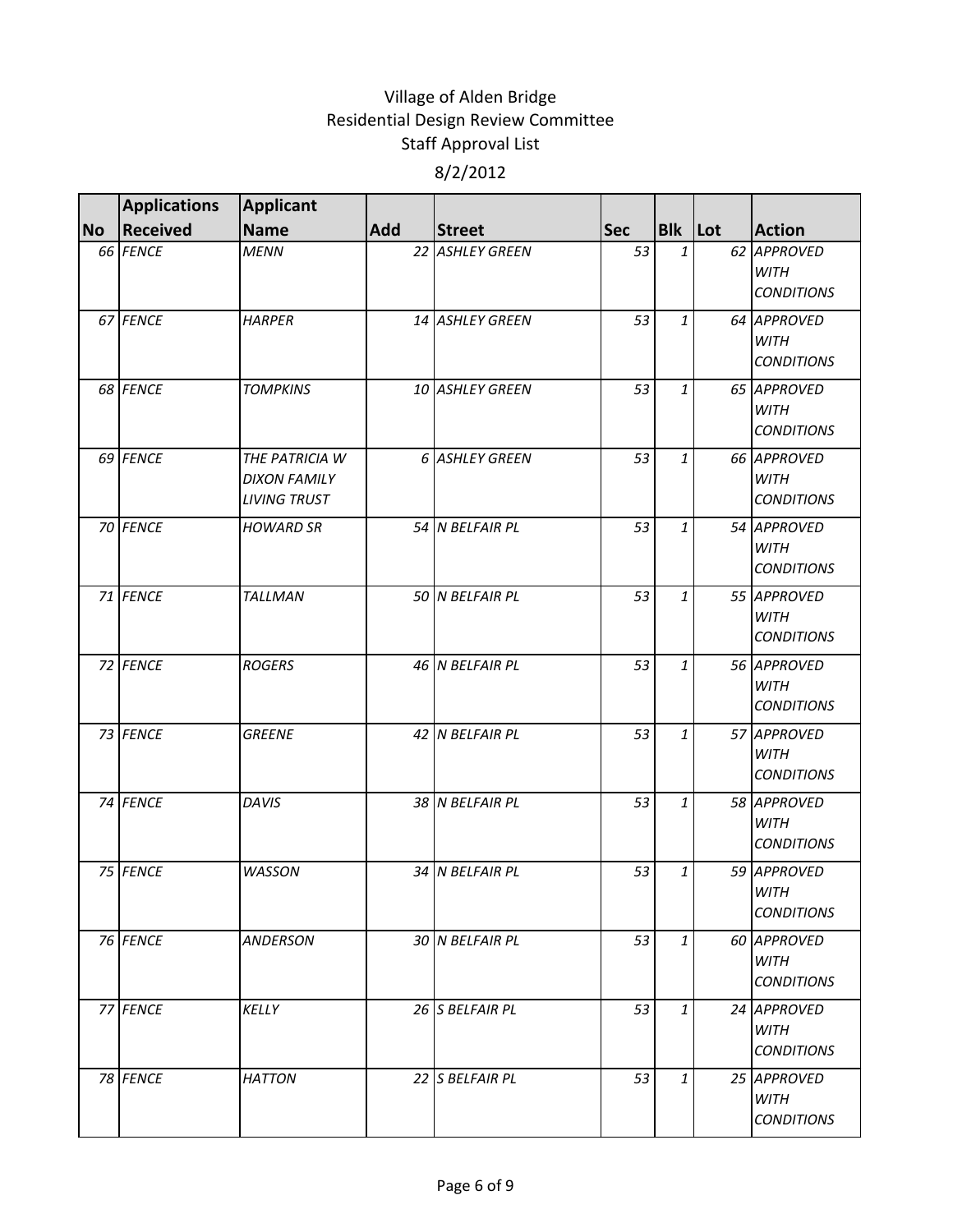# Village of Alden Bridge
## Residential Design Review Committee
### Staff Approval List
### 8/2/2012

| No | Applications Received | Applicant Name | Add | Street | Sec | Blk | Lot | Action |
|---|---|---|---|---|---|---|---|---|
| 66 | FENCE | MENN | 22 | ASHLEY GREEN | 53 | 1 | 62 | APPROVED WITH CONDITIONS |
| 67 | FENCE | HARPER | 14 | ASHLEY GREEN | 53 | 1 | 64 | APPROVED WITH CONDITIONS |
| 68 | FENCE | TOMPKINS | 10 | ASHLEY GREEN | 53 | 1 | 65 | APPROVED WITH CONDITIONS |
| 69 | FENCE | THE PATRICIA W DIXON FAMILY LIVING TRUST | 6 | ASHLEY GREEN | 53 | 1 | 66 | APPROVED WITH CONDITIONS |
| 70 | FENCE | HOWARD SR | 54 | N BELFAIR PL | 53 | 1 | 54 | APPROVED WITH CONDITIONS |
| 71 | FENCE | TALLMAN | 50 | N BELFAIR PL | 53 | 1 | 55 | APPROVED WITH CONDITIONS |
| 72 | FENCE | ROGERS | 46 | N BELFAIR PL | 53 | 1 | 56 | APPROVED WITH CONDITIONS |
| 73 | FENCE | GREENE | 42 | N BELFAIR PL | 53 | 1 | 57 | APPROVED WITH CONDITIONS |
| 74 | FENCE | DAVIS | 38 | N BELFAIR PL | 53 | 1 | 58 | APPROVED WITH CONDITIONS |
| 75 | FENCE | WASSON | 34 | N BELFAIR PL | 53 | 1 | 59 | APPROVED WITH CONDITIONS |
| 76 | FENCE | ANDERSON | 30 | N BELFAIR PL | 53 | 1 | 60 | APPROVED WITH CONDITIONS |
| 77 | FENCE | KELLY | 26 | S BELFAIR PL | 53 | 1 | 24 | APPROVED WITH CONDITIONS |
| 78 | FENCE | HATTON | 22 | S BELFAIR PL | 53 | 1 | 25 | APPROVED WITH CONDITIONS |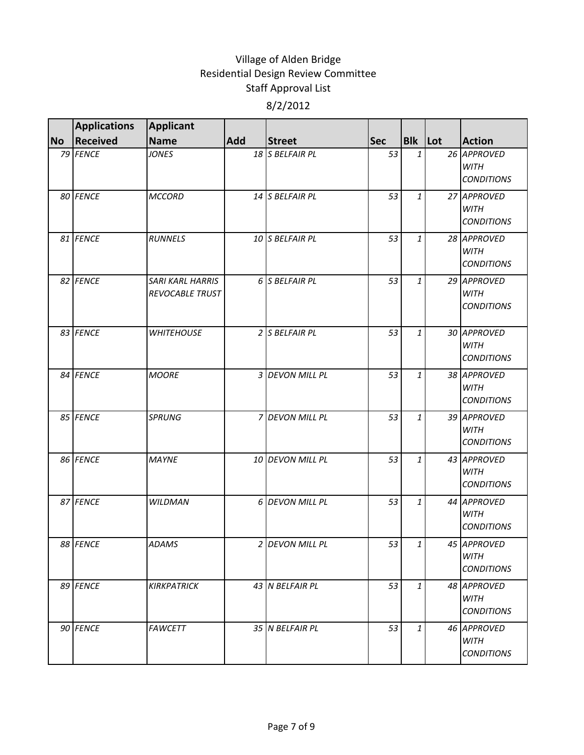# Village of Alden Bridge
## Residential Design Review Committee
## Staff Approval List

8/2/2012

| No | Applications Received | Applicant Name | Add | Street | Sec | Blk | Lot | Action |
|---|---|---|---|---|---|---|---|---|
| 79 | FENCE | JONES | 18 | S BELFAIR PL | 53 | 1 | 26 | APPROVED WITH CONDITIONS |
| 80 | FENCE | MCCORD | 14 | S BELFAIR PL | 53 | 1 | 27 | APPROVED WITH CONDITIONS |
| 81 | FENCE | RUNNELS | 10 | S BELFAIR PL | 53 | 1 | 28 | APPROVED WITH CONDITIONS |
| 82 | FENCE | SARI KARL HARRIS REVOCABLE TRUST | 6 | S BELFAIR PL | 53 | 1 | 29 | APPROVED WITH CONDITIONS |
| 83 | FENCE | WHITEHOUSE | 2 | S BELFAIR PL | 53 | 1 | 30 | APPROVED WITH CONDITIONS |
| 84 | FENCE | MOORE | 3 | DEVON MILL PL | 53 | 1 | 38 | APPROVED WITH CONDITIONS |
| 85 | FENCE | SPRUNG | 7 | DEVON MILL PL | 53 | 1 | 39 | APPROVED WITH CONDITIONS |
| 86 | FENCE | MAYNE | 10 | DEVON MILL PL | 53 | 1 | 43 | APPROVED WITH CONDITIONS |
| 87 | FENCE | WILDMAN | 6 | DEVON MILL PL | 53 | 1 | 44 | APPROVED WITH CONDITIONS |
| 88 | FENCE | ADAMS | 2 | DEVON MILL PL | 53 | 1 | 45 | APPROVED WITH CONDITIONS |
| 89 | FENCE | KIRKPATRICK | 43 | N BELFAIR PL | 53 | 1 | 48 | APPROVED WITH CONDITIONS |
| 90 | FENCE | FAWCETT | 35 | N BELFAIR PL | 53 | 1 | 46 | APPROVED WITH CONDITIONS |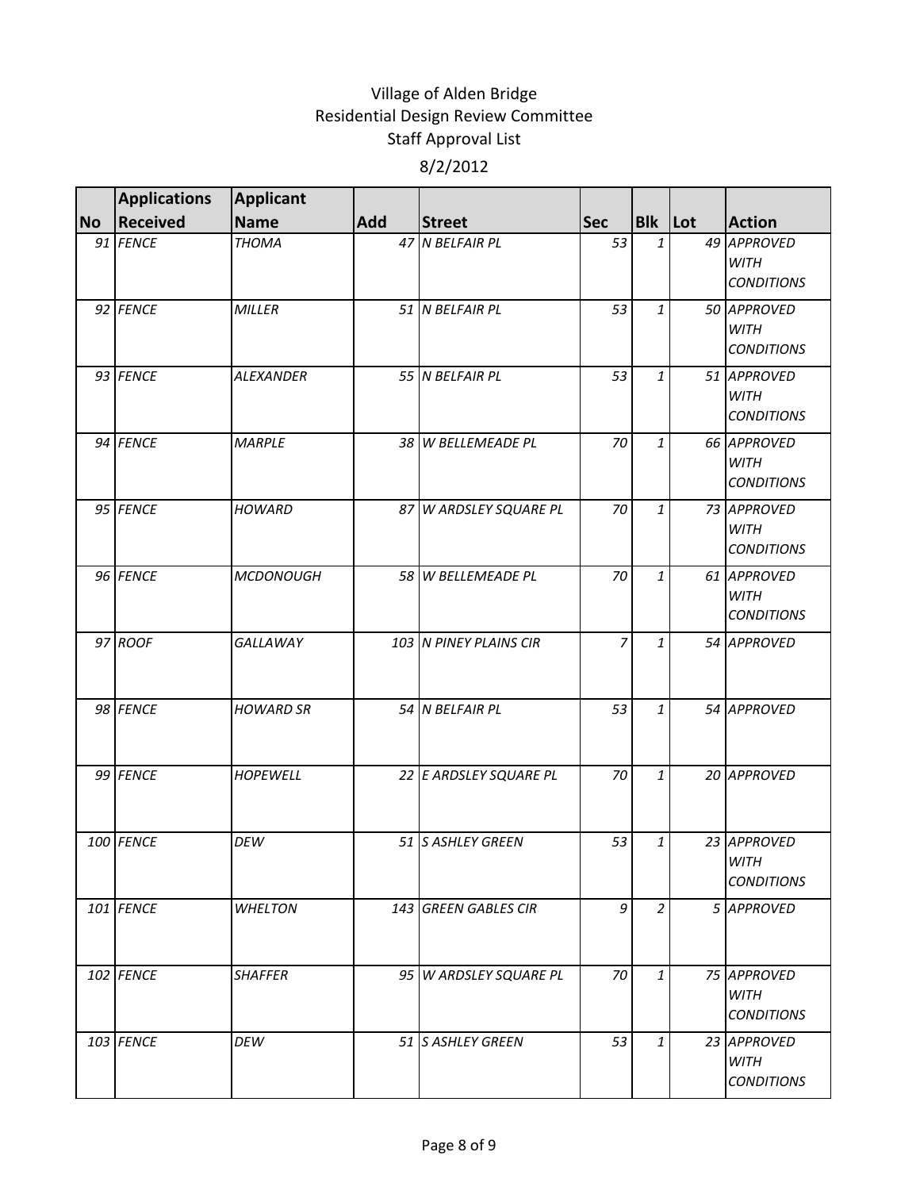Village of Alden Bridge
Residential Design Review Committee
Staff Approval List

8/2/2012

| No | Applications Received | Applicant Name | Add | Street | Sec | Blk | Lot | Action |
|---|---|---|---|---|---|---|---|---|
| 91 | FENCE | THOMA | 47 | N BELFAIR PL | 53 | 1 | 49 | APPROVED WITH CONDITIONS |
| 92 | FENCE | MILLER | 51 | N BELFAIR PL | 53 | 1 | 50 | APPROVED WITH CONDITIONS |
| 93 | FENCE | ALEXANDER | 55 | N BELFAIR PL | 53 | 1 | 51 | APPROVED WITH CONDITIONS |
| 94 | FENCE | MARPLE | 38 | W BELLEMEADE PL | 70 | 1 | 66 | APPROVED WITH CONDITIONS |
| 95 | FENCE | HOWARD | 87 | W ARDSLEY SQUARE PL | 70 | 1 | 73 | APPROVED WITH CONDITIONS |
| 96 | FENCE | MCDONOUGH | 58 | W BELLEMEADE PL | 70 | 1 | 61 | APPROVED WITH CONDITIONS |
| 97 | ROOF | GALLAWAY | 103 | N PINEY PLAINS CIR | 7 | 1 | 54 | APPROVED |
| 98 | FENCE | HOWARD SR | 54 | N BELFAIR PL | 53 | 1 | 54 | APPROVED |
| 99 | FENCE | HOPEWELL | 22 | E ARDSLEY SQUARE PL | 70 | 1 | 20 | APPROVED |
| 100 | FENCE | DEW | 51 | S ASHLEY GREEN | 53 | 1 | 23 | APPROVED WITH CONDITIONS |
| 101 | FENCE | WHELTON | 143 | GREEN GABLES CIR | 9 | 2 | 5 | APPROVED |
| 102 | FENCE | SHAFFER | 95 | W ARDSLEY SQUARE PL | 70 | 1 | 75 | APPROVED WITH CONDITIONS |
| 103 | FENCE | DEW | 51 | S ASHLEY GREEN | 53 | 1 | 23 | APPROVED WITH CONDITIONS |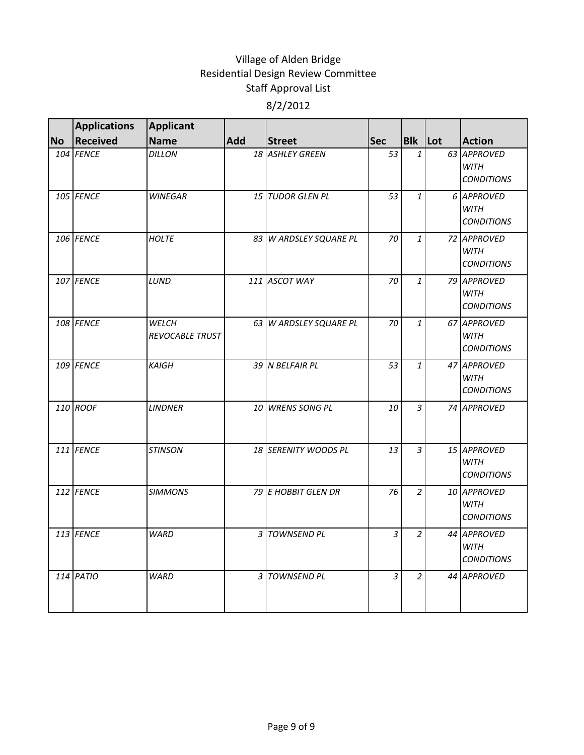# Village of Alden Bridge
## Residential Design Review Committee
## Staff Approval List

8/2/2012

| No | Applications Received | Applicant Name | Add | Street | Sec | Blk | Lot | Action |
|---|---|---|---|---|---|---|---|---|
| *104* | *FENCE* | *DILLON* | *18* | *ASHLEY GREEN* | *53* | *1* | *63* | *APPROVED WITH CONDITIONS* |
| *105* | *FENCE* | *WINEGAR* | *15* | *TUDOR GLEN PL* | *53* | *1* | *6* | *APPROVED WITH CONDITIONS* |
| *106* | *FENCE* | *HOLTE* | *83* | *W ARDSLEY SQUARE PL* | *70* | *1* | *72* | *APPROVED WITH CONDITIONS* |
| *107* | *FENCE* | *LUND* | *111* | *ASCOT WAY* | *70* | *1* | *79* | *APPROVED WITH CONDITIONS* |
| *108* | *FENCE* | *WELCH REVOCABLE TRUST* | *63* | *W ARDSLEY SQUARE PL* | *70* | *1* | *67* | *APPROVED WITH CONDITIONS* |
| *109* | *FENCE* | *KAIGH* | *39* | *N BELFAIR PL* | *53* | *1* | *47* | *APPROVED WITH CONDITIONS* |
| *110* | *ROOF* | *LINDNER* | *10* | *WRENS SONG PL* | *10* | *3* | *74* | *APPROVED* |
| *111* | *FENCE* | *STINSON* | *18* | *SERENITY WOODS PL* | *13* | *3* | *15* | *APPROVED WITH CONDITIONS* |
| *112* | *FENCE* | *SIMMONS* | *79* | *E HOBBIT GLEN DR* | *76* | *2* | *10* | *APPROVED WITH CONDITIONS* |
| *113* | *FENCE* | *WARD* | *3* | *TOWNSEND PL* | *3* | *2* | *44* | *APPROVED WITH CONDITIONS* |
| *114* | *PATIO* | *WARD* | *3* | *TOWNSEND PL* | *3* | *2* | *44* | *APPROVED* |